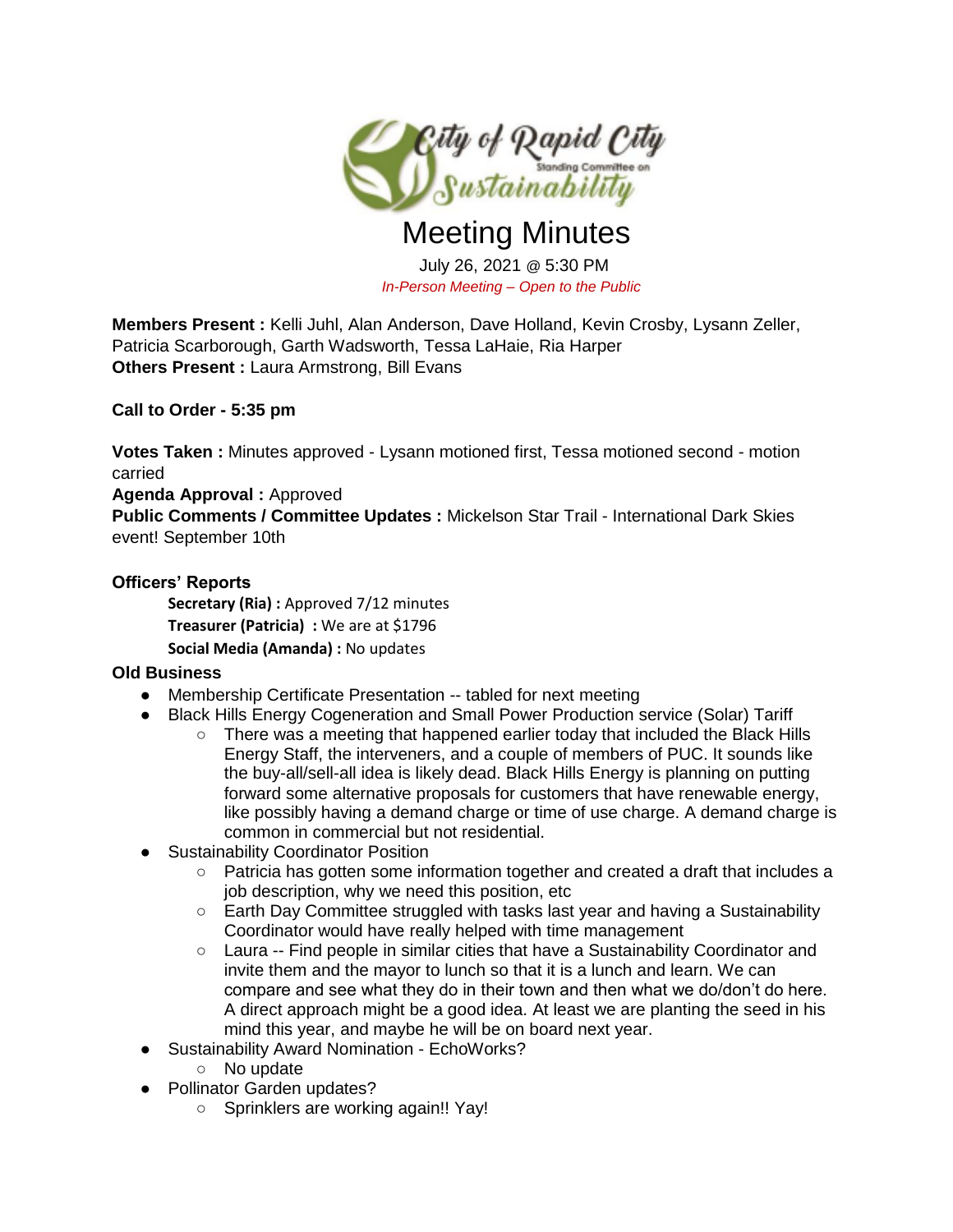# Meeting Minutes

July 26, 2021 @ 5:30 PM

*In-Person Meeting – Open to the Public*

**Members Present :** Kelli Juhl, Alan Anderson, Dave Holland, Kevin Crosby, Lysann Zeller, Patricia Scarborough, Garth Wadsworth, Tessa LaHaie, Ria Harper
**Others Present :** Laura Armstrong, Bill Evans

**Call to Order - 5:35 pm**

**Votes Taken :** Minutes approved - Lysann motioned first, Tessa motioned second - motion carried
**Agenda Approval :** Approved
**Public Comments / Committee Updates :** Mickelson Star Trail - International Dark Skies event! September 10th

### Officers' Reports

**Secretary (Ria) :** Approved 7/12 minutes
**Treasurer (Patricia) :** We are at $1796
**Social Media (Amanda) :** No updates

### Old Business

- Membership Certificate Presentation -- tabled for next meeting
- Black Hills Energy Cogeneration and Small Power Production service (Solar) Tariff
    - There was a meeting that happened earlier today that included the Black Hills Energy Staff, the interveners, and a couple of members of PUC. It sounds like the buy-all/sell-all idea is likely dead. Black Hills Energy is planning on putting forward some alternative proposals for customers that have renewable energy, like possibly having a demand charge or time of use charge. A demand charge is common in commercial but not residential.
- Sustainability Coordinator Position
    - Patricia has gotten some information together and created a draft that includes a job description, why we need this position, etc
    - Earth Day Committee struggled with tasks last year and having a Sustainability Coordinator would have really helped with time management
    - Laura -- Find people in similar cities that have a Sustainability Coordinator and invite them and the mayor to lunch so that it is a lunch and learn. We can compare and see what they do in their town and then what we do/don't do here. A direct approach might be a good idea. At least we are planting the seed in his mind this year, and maybe he will be on board next year.
- Sustainability Award Nomination - EchoWorks?
    - No update
- Pollinator Garden updates?
    - Sprinklers are working again!! Yay!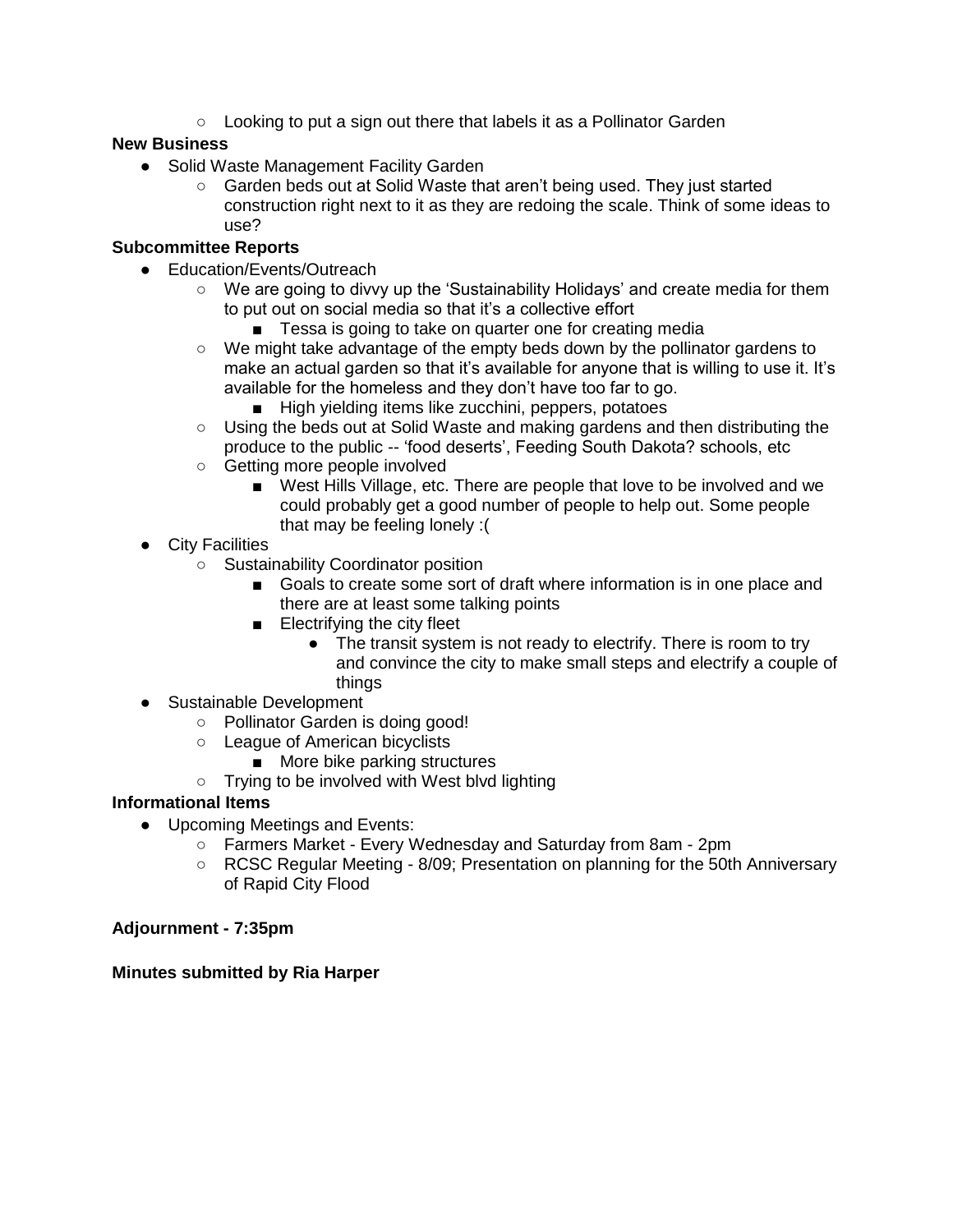- Looking to put a sign out there that labels it as a Pollinator Garden

**New Business**

- Solid Waste Management Facility Garden
  - Garden beds out at Solid Waste that aren't being used. They just started construction right next to it as they are redoing the scale. Think of some ideas to use?

**Subcommittee Reports**

- Education/Events/Outreach
  - We are going to divvy up the 'Sustainability Holidays' and create media for them to put out on social media so that it's a collective effort
    - Tessa is going to take on quarter one for creating media
  - We might take advantage of the empty beds down by the pollinator gardens to make an actual garden so that it's available for anyone that is willing to use it. It's available for the homeless and they don't have too far to go.
    - High yielding items like zucchini, peppers, potatoes
  - Using the beds out at Solid Waste and making gardens and then distributing the produce to the public -- 'food deserts', Feeding South Dakota? schools, etc
  - Getting more people involved
    - West Hills Village, etc. There are people that love to be involved and we could probably get a good number of people to help out. Some people that may be feeling lonely :(
- City Facilities
  - Sustainability Coordinator position
    - Goals to create some sort of draft where information is in one place and there are at least some talking points
    - Electrifying the city fleet
      - The transit system is not ready to electrify. There is room to try and convince the city to make small steps and electrify a couple of things
- Sustainable Development
  - Pollinator Garden is doing good!
  - League of American bicyclists
    - More bike parking structures
  - Trying to be involved with West blvd lighting

**Informational Items**

- Upcoming Meetings and Events:
  - Farmers Market - Every Wednesday and Saturday from 8am - 2pm
  - RCSC Regular Meeting - 8/09; Presentation on planning for the 50th Anniversary of Rapid City Flood

**Adjournment - 7:35pm**

**Minutes submitted by Ria Harper**